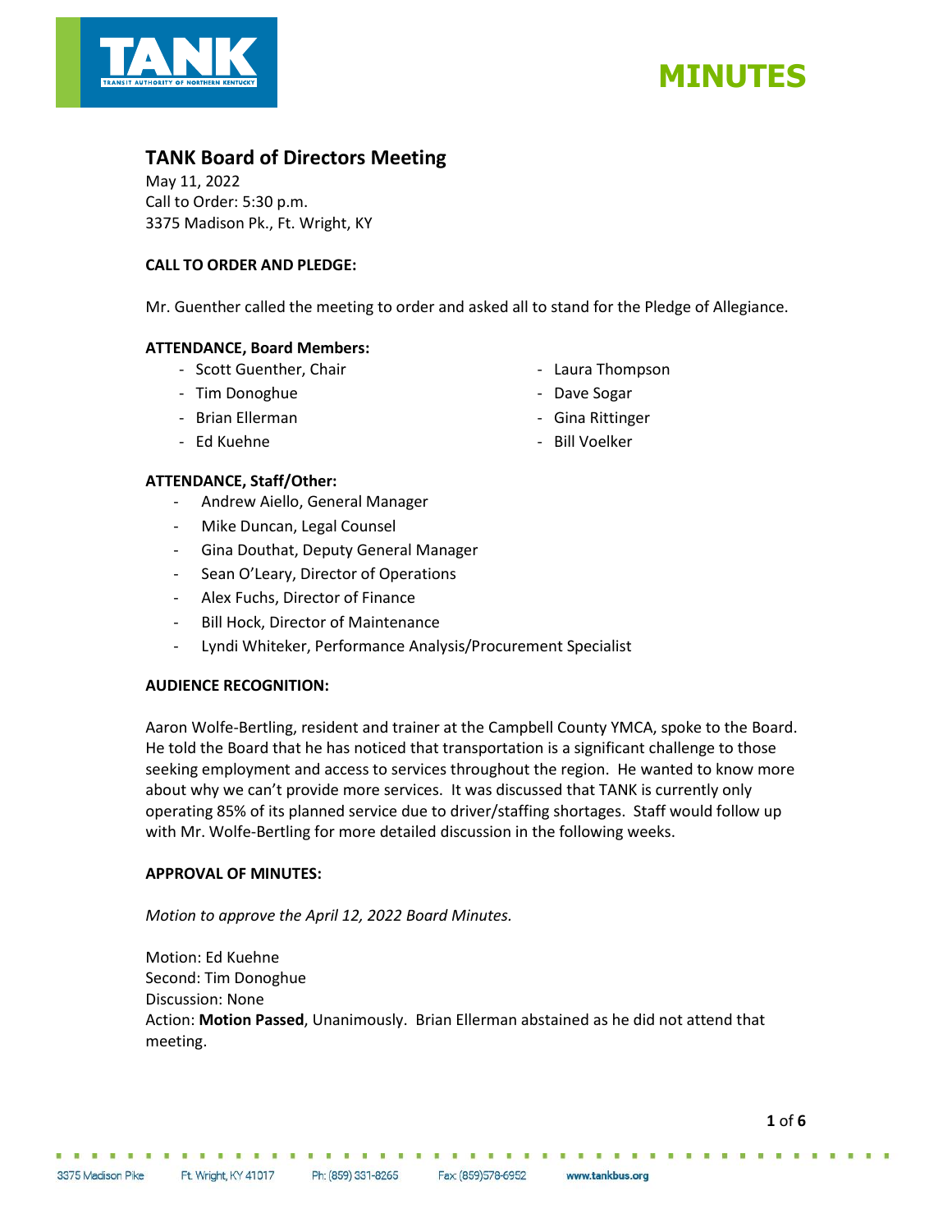# MINUTES

## TANK Board of Directors Meeting

May 11, 2022
Call to Order: 5:30 p.m.
3375 Madison Pk., Ft. Wright, KY

**CALL TO ORDER AND PLEDGE:**

Mr. Guenther called the meeting to order and asked all to stand for the Pledge of Allegiance.

**ATTENDANCE, Board Members:**

- Scott Guenther, Chair
- Tim Donoghue
- Brian Ellerman
- Ed Kuehne
- Laura Thompson
- Dave Sogar
- Gina Rittinger
- Bill Voelker

**ATTENDANCE, Staff/Other:**

- Andrew Aiello, General Manager
- Mike Duncan, Legal Counsel
- Gina Douthat, Deputy General Manager
- Sean O'Leary, Director of Operations
- Alex Fuchs, Director of Finance
- Bill Hock, Director of Maintenance
- Lyndi Whiteker, Performance Analysis/Procurement Specialist

**AUDIENCE RECOGNITION:**

Aaron Wolfe-Bertling, resident and trainer at the Campbell County YMCA, spoke to the Board. He told the Board that he has noticed that transportation is a significant challenge to those seeking employment and access to services throughout the region. He wanted to know more about why we can't provide more services. It was discussed that TANK is currently only operating 85% of its planned service due to driver/staffing shortages. Staff would follow up with Mr. Wolfe-Bertling for more detailed discussion in the following weeks.

**APPROVAL OF MINUTES:**

*Motion to approve the April 12, 2022 Board Minutes.*

Motion: Ed Kuehne
Second: Tim Donoghue
Discussion: None
Action: **Motion Passed**, Unanimously. Brian Ellerman abstained as he did not attend that meeting.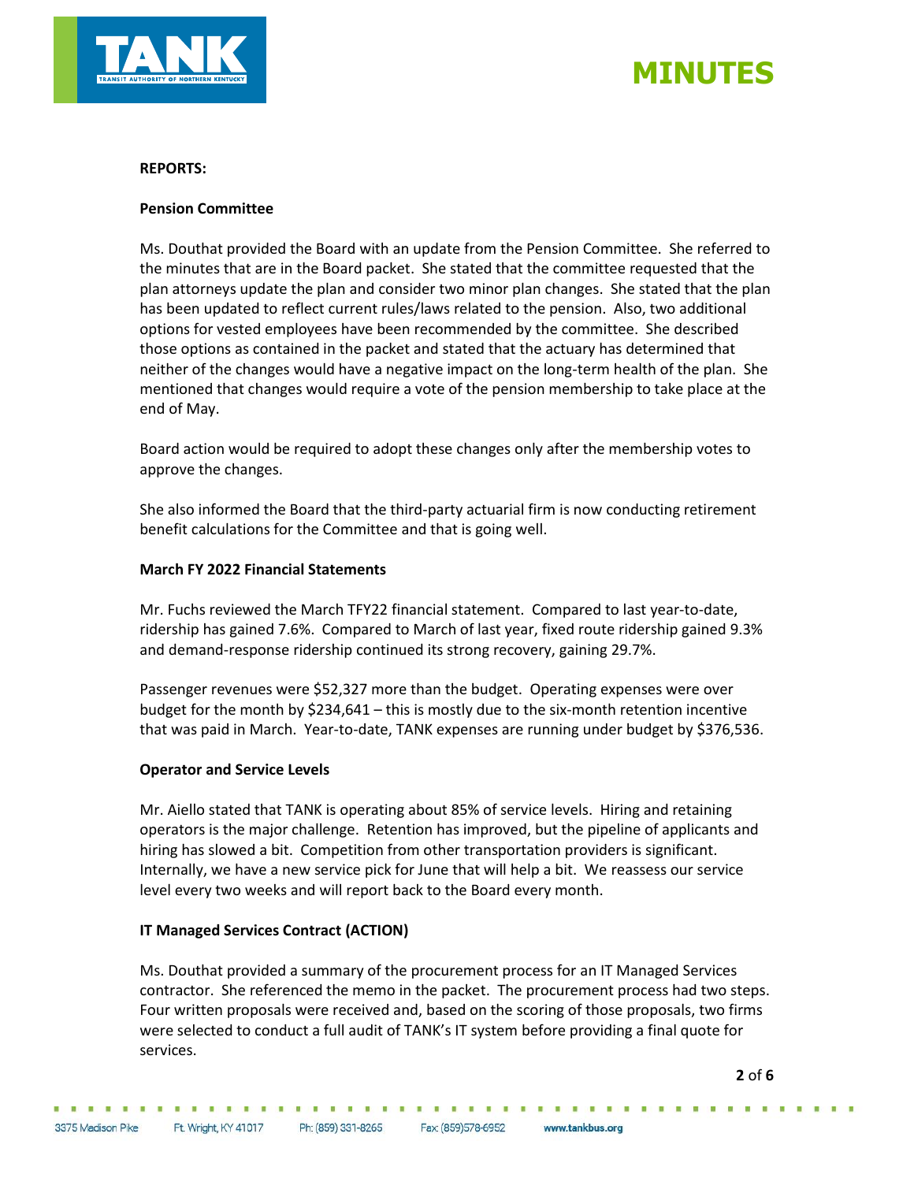**REPORTS:**

**Pension Committee**

Ms. Douthat provided the Board with an update from the Pension Committee. She referred to the minutes that are in the Board packet. She stated that the committee requested that the plan attorneys update the plan and consider two minor plan changes. She stated that the plan has been updated to reflect current rules/laws related to the pension. Also, two additional options for vested employees have been recommended by the committee. She described those options as contained in the packet and stated that the actuary has determined that neither of the changes would have a negative impact on the long-term health of the plan. She mentioned that changes would require a vote of the pension membership to take place at the end of May.

Board action would be required to adopt these changes only after the membership votes to approve the changes.

She also informed the Board that the third-party actuarial firm is now conducting retirement benefit calculations for the Committee and that is going well.

**March FY 2022 Financial Statements**

Mr. Fuchs reviewed the March TFY22 financial statement. Compared to last year-to-date, ridership has gained 7.6%. Compared to March of last year, fixed route ridership gained 9.3% and demand-response ridership continued its strong recovery, gaining 29.7%.

Passenger revenues were $52,327 more than the budget. Operating expenses were over budget for the month by $234,641 – this is mostly due to the six-month retention incentive that was paid in March. Year-to-date, TANK expenses are running under budget by $376,536.

**Operator and Service Levels**

Mr. Aiello stated that TANK is operating about 85% of service levels. Hiring and retaining operators is the major challenge. Retention has improved, but the pipeline of applicants and hiring has slowed a bit. Competition from other transportation providers is significant. Internally, we have a new service pick for June that will help a bit. We reassess our service level every two weeks and will report back to the Board every month.

**IT Managed Services Contract (ACTION)**

Ms. Douthat provided a summary of the procurement process for an IT Managed Services contractor. She referenced the memo in the packet. The procurement process had two steps. Four written proposals were received and, based on the scoring of those proposals, two firms were selected to conduct a full audit of TANK's IT system before providing a final quote for services.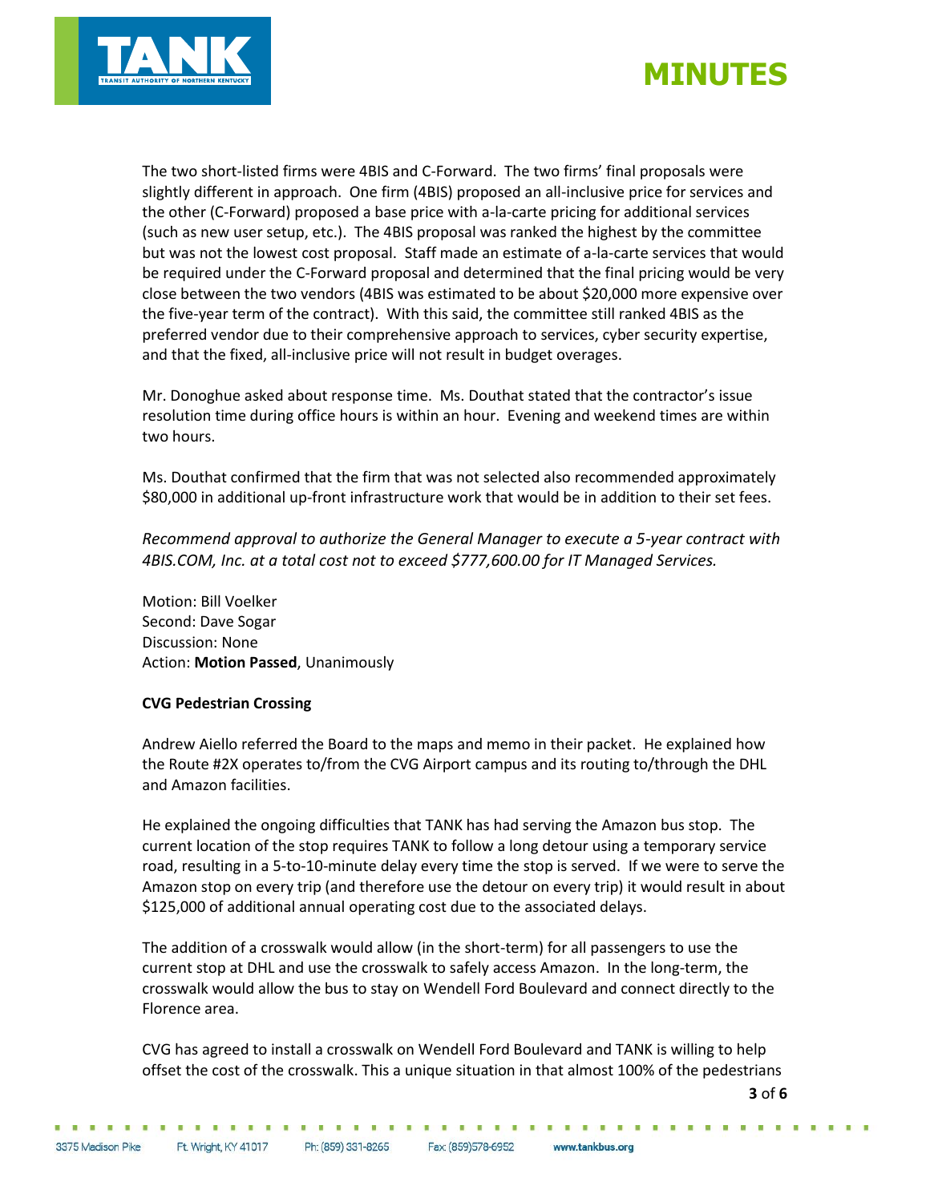The two short-listed firms were 4BIS and C-Forward. The two firms' final proposals were slightly different in approach. One firm (4BIS) proposed an all-inclusive price for services and the other (C-Forward) proposed a base price with a-la-carte pricing for additional services (such as new user setup, etc.). The 4BIS proposal was ranked the highest by the committee but was not the lowest cost proposal. Staff made an estimate of a-la-carte services that would be required under the C-Forward proposal and determined that the final pricing would be very close between the two vendors (4BIS was estimated to be about $20,000 more expensive over the five-year term of the contract). With this said, the committee still ranked 4BIS as the preferred vendor due to their comprehensive approach to services, cyber security expertise, and that the fixed, all-inclusive price will not result in budget overages.

Mr. Donoghue asked about response time. Ms. Douthat stated that the contractor's issue resolution time during office hours is within an hour. Evening and weekend times are within two hours.

Ms. Douthat confirmed that the firm that was not selected also recommended approximately $80,000 in additional up-front infrastructure work that would be in addition to their set fees.

*Recommend approval to authorize the General Manager to execute a 5-year contract with 4BIS.COM, Inc. at a total cost not to exceed $777,600.00 for IT Managed Services.*

Motion: Bill Voelker
Second: Dave Sogar
Discussion: None
Action: **Motion Passed**, Unanimously

**CVG Pedestrian Crossing**

Andrew Aiello referred the Board to the maps and memo in their packet. He explained how the Route #2X operates to/from the CVG Airport campus and its routing to/through the DHL and Amazon facilities.

He explained the ongoing difficulties that TANK has had serving the Amazon bus stop. The current location of the stop requires TANK to follow a long detour using a temporary service road, resulting in a 5-to-10-minute delay every time the stop is served. If we were to serve the Amazon stop on every trip (and therefore use the detour on every trip) it would result in about $125,000 of additional annual operating cost due to the associated delays.

The addition of a crosswalk would allow (in the short-term) for all passengers to use the current stop at DHL and use the crosswalk to safely access Amazon. In the long-term, the crosswalk would allow the bus to stay on Wendell Ford Boulevard and connect directly to the Florence area.

CVG has agreed to install a crosswalk on Wendell Ford Boulevard and TANK is willing to help offset the cost of the crosswalk. This a unique situation in that almost 100% of the pedestrians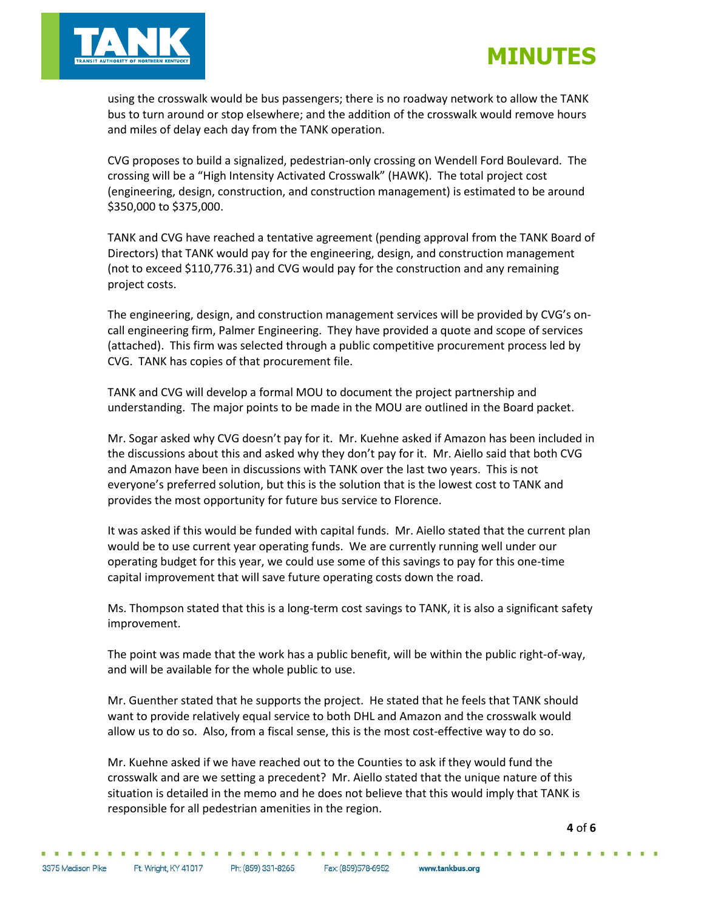using the crosswalk would be bus passengers; there is no roadway network to allow the TANK bus to turn around or stop elsewhere; and the addition of the crosswalk would remove hours and miles of delay each day from the TANK operation.

CVG proposes to build a signalized, pedestrian-only crossing on Wendell Ford Boulevard. The crossing will be a "High Intensity Activated Crosswalk" (HAWK). The total project cost (engineering, design, construction, and construction management) is estimated to be around $350,000 to $375,000.

TANK and CVG have reached a tentative agreement (pending approval from the TANK Board of Directors) that TANK would pay for the engineering, design, and construction management (not to exceed $110,776.31) and CVG would pay for the construction and any remaining project costs.

The engineering, design, and construction management services will be provided by CVG's on-call engineering firm, Palmer Engineering. They have provided a quote and scope of services (attached). This firm was selected through a public competitive procurement process led by CVG. TANK has copies of that procurement file.

TANK and CVG will develop a formal MOU to document the project partnership and understanding. The major points to be made in the MOU are outlined in the Board packet.

Mr. Sogar asked why CVG doesn't pay for it. Mr. Kuehne asked if Amazon has been included in the discussions about this and asked why they don't pay for it. Mr. Aiello said that both CVG and Amazon have been in discussions with TANK over the last two years. This is not everyone's preferred solution, but this is the solution that is the lowest cost to TANK and provides the most opportunity for future bus service to Florence.

It was asked if this would be funded with capital funds. Mr. Aiello stated that the current plan would be to use current year operating funds. We are currently running well under our operating budget for this year, we could use some of this savings to pay for this one-time capital improvement that will save future operating costs down the road.

Ms. Thompson stated that this is a long-term cost savings to TANK, it is also a significant safety improvement.

The point was made that the work has a public benefit, will be within the public right-of-way, and will be available for the whole public to use.

Mr. Guenther stated that he supports the project. He stated that he feels that TANK should want to provide relatively equal service to both DHL and Amazon and the crosswalk would allow us to do so. Also, from a fiscal sense, this is the most cost-effective way to do so.

Mr. Kuehne asked if we have reached out to the Counties to ask if they would fund the crosswalk and are we setting a precedent? Mr. Aiello stated that the unique nature of this situation is detailed in the memo and he does not believe that this would imply that TANK is responsible for all pedestrian amenities in the region.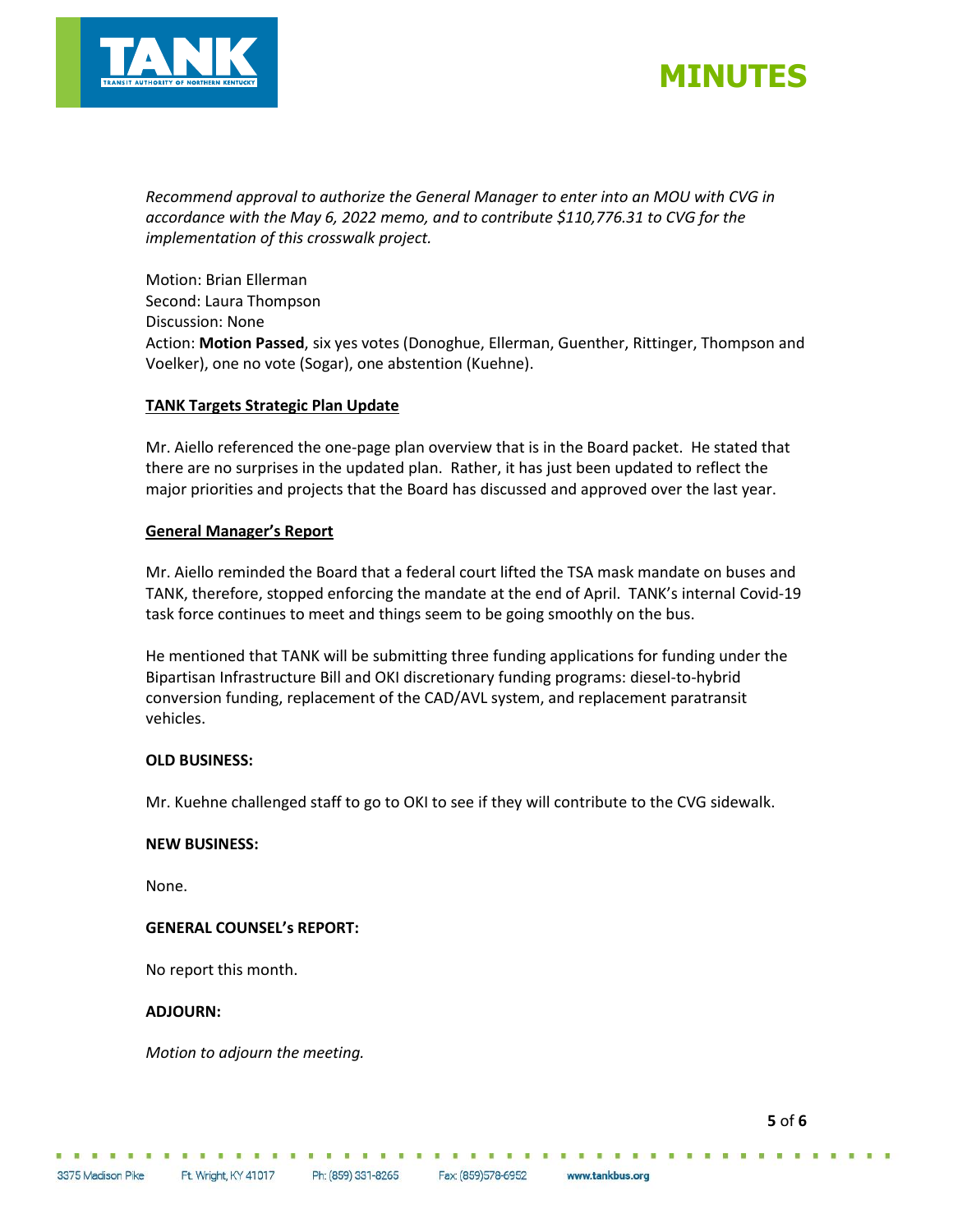*Recommend approval to authorize the General Manager to enter into an MOU with CVG in accordance with the May 6, 2022 memo, and to contribute $110,776.31 to CVG for the implementation of this crosswalk project.*

Motion: Brian Ellerman
Second: Laura Thompson
Discussion: None
Action: **Motion Passed**, six yes votes (Donoghue, Ellerman, Guenther, Rittinger, Thompson and Voelker), one no vote (Sogar), one abstention (Kuehne).

**TANK Targets Strategic Plan Update**

Mr. Aiello referenced the one-page plan overview that is in the Board packet. He stated that there are no surprises in the updated plan. Rather, it has just been updated to reflect the major priorities and projects that the Board has discussed and approved over the last year.

**General Manager's Report**

Mr. Aiello reminded the Board that a federal court lifted the TSA mask mandate on buses and TANK, therefore, stopped enforcing the mandate at the end of April. TANK's internal Covid-19 task force continues to meet and things seem to be going smoothly on the bus.

He mentioned that TANK will be submitting three funding applications for funding under the Bipartisan Infrastructure Bill and OKI discretionary funding programs: diesel-to-hybrid conversion funding, replacement of the CAD/AVL system, and replacement paratransit vehicles.

**OLD BUSINESS:**

Mr. Kuehne challenged staff to go to OKI to see if they will contribute to the CVG sidewalk.

**NEW BUSINESS:**

None.

**GENERAL COUNSEL's REPORT:**

No report this month.

**ADJOURN:**

*Motion to adjourn the meeting.*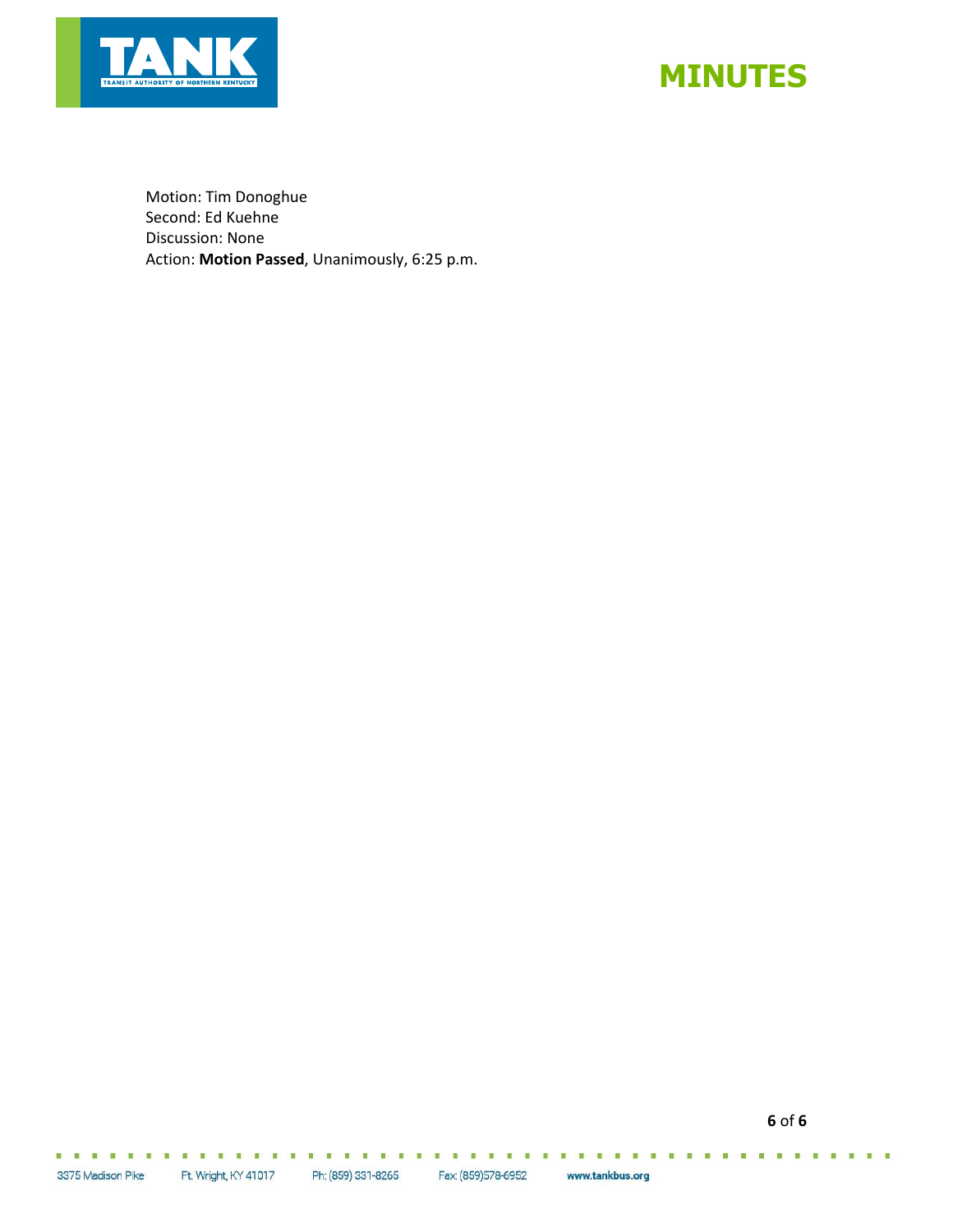Motion: Tim Donoghue
Second: Ed Kuehne
Discussion: None
Action: **Motion Passed**, Unanimously, 6:25 p.m.